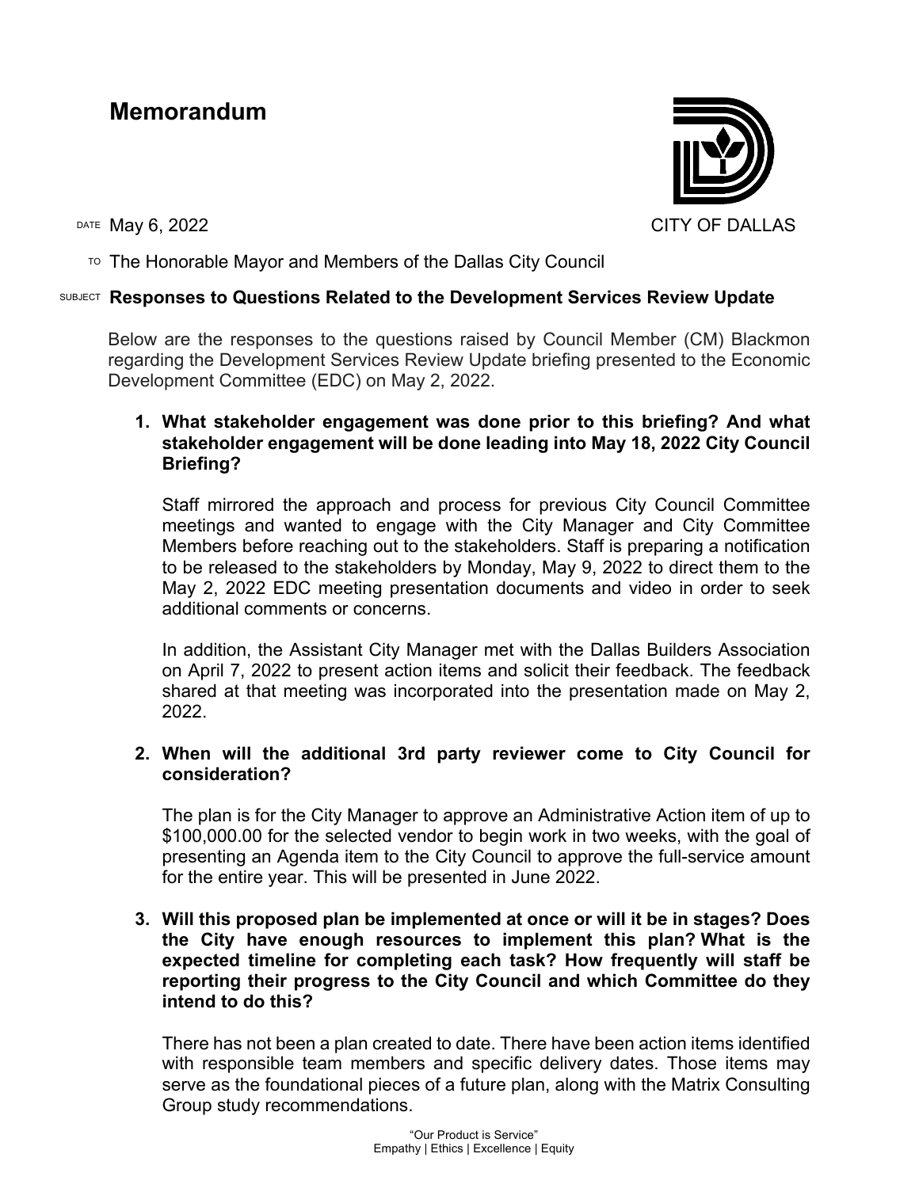# Memorandum

CITY OF DALLAS

DATE May 6, 2022

TO The Honorable Mayor and Members of the Dallas City Council

SUBJECT **Responses to Questions Related to the Development Services Review Update**

Below are the responses to the questions raised by Council Member (CM) Blackmon regarding the Development Services Review Update briefing presented to the Economic Development Committee (EDC) on May 2, 2022.

1. **What stakeholder engagement was done prior to this briefing? And what stakeholder engagement will be done leading into May 18, 2022 City Council Briefing?**

   Staff mirrored the approach and process for previous City Council Committee meetings and wanted to engage with the City Manager and City Committee Members before reaching out to the stakeholders. Staff is preparing a notification to be released to the stakeholders by Monday, May 9, 2022 to direct them to the May 2, 2022 EDC meeting presentation documents and video in order to seek additional comments or concerns.

   In addition, the Assistant City Manager met with the Dallas Builders Association on April 7, 2022 to present action items and solicit their feedback. The feedback shared at that meeting was incorporated into the presentation made on May 2, 2022.

2. **When will the additional 3rd party reviewer come to City Council for consideration?**

   The plan is for the City Manager to approve an Administrative Action item of up to $100,000.00 for the selected vendor to begin work in two weeks, with the goal of presenting an Agenda item to the City Council to approve the full-service amount for the entire year. This will be presented in June 2022.

3. **Will this proposed plan be implemented at once or will it be in stages? Does the City have enough resources to implement this plan? What is the expected timeline for completing each task? How frequently will staff be reporting their progress to the City Council and which Committee do they intend to do this?**

   There has not been a plan created to date. There have been action items identified with responsible team members and specific delivery dates. Those items may serve as the foundational pieces of a future plan, along with the Matrix Consulting Group study recommendations.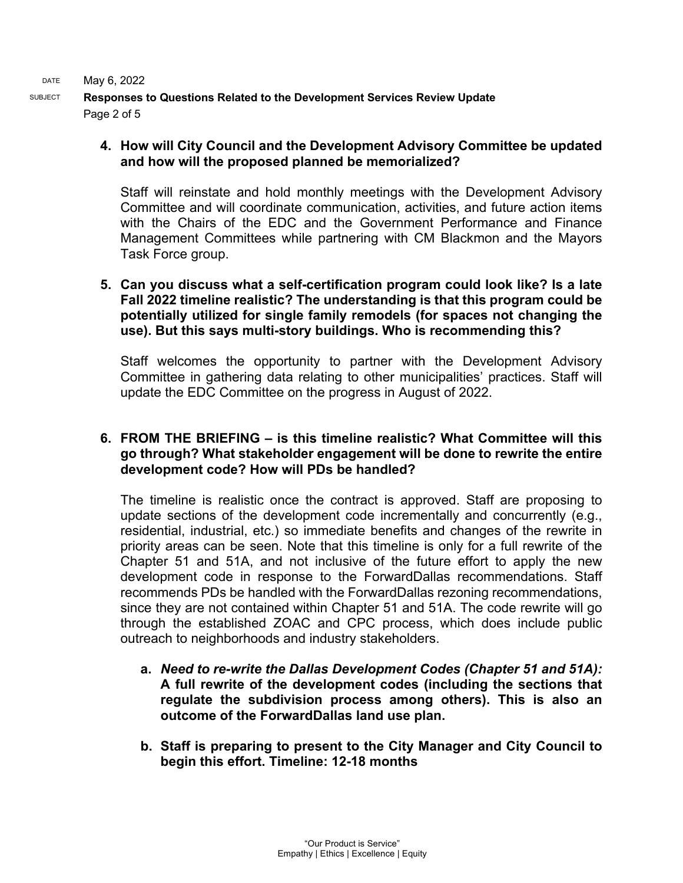**4. How will City Council and the Development Advisory Committee be updated and how will the proposed planned be memorialized?**

Staff will reinstate and hold monthly meetings with the Development Advisory Committee and will coordinate communication, activities, and future action items with the Chairs of the EDC and the Government Performance and Finance Management Committees while partnering with CM Blackmon and the Mayors Task Force group.

**5. Can you discuss what a self-certification program could look like? Is a late Fall 2022 timeline realistic? The understanding is that this program could be potentially utilized for single family remodels (for spaces not changing the use). But this says multi-story buildings. Who is recommending this?**

Staff welcomes the opportunity to partner with the Development Advisory Committee in gathering data relating to other municipalities' practices. Staff will update the EDC Committee on the progress in August of 2022.

**6. FROM THE BRIEFING – is this timeline realistic? What Committee will this go through? What stakeholder engagement will be done to rewrite the entire development code? How will PDs be handled?**

The timeline is realistic once the contract is approved. Staff are proposing to update sections of the development code incrementally and concurrently (e.g., residential, industrial, etc.) so immediate benefits and changes of the rewrite in priority areas can be seen. Note that this timeline is only for a full rewrite of the Chapter 51 and 51A, and not inclusive of the future effort to apply the new development code in response to the ForwardDallas recommendations. Staff recommends PDs be handled with the ForwardDallas rezoning recommendations, since they are not contained within Chapter 51 and 51A. The code rewrite will go through the established ZOAC and CPC process, which does include public outreach to neighborhoods and industry stakeholders.

a. ***Need to re-write the Dallas Development Codes (Chapter 51 and 51A):*** **A full rewrite of the development codes (including the sections that regulate the subdivision process among others). This is also an outcome of the ForwardDallas land use plan.**

b. **Staff is preparing to present to the City Manager and City Council to begin this effort. Timeline: 12-18 months**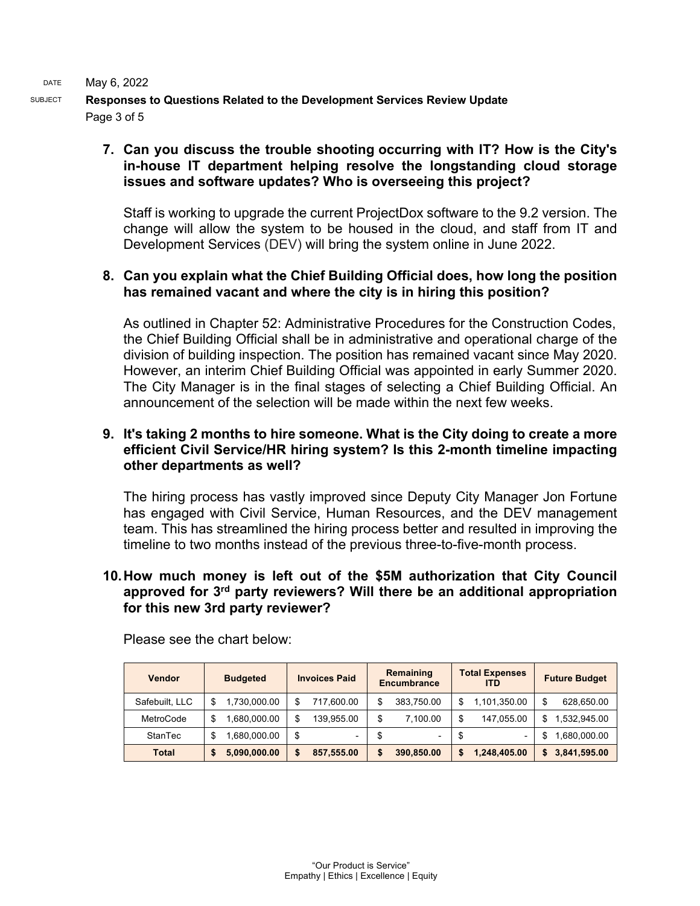**7. Can you discuss the trouble shooting occurring with IT? How is the City's in-house IT department helping resolve the longstanding cloud storage issues and software updates? Who is overseeing this project?**

Staff is working to upgrade the current ProjectDox software to the 9.2 version. The change will allow the system to be housed in the cloud, and staff from IT and Development Services (DEV) will bring the system online in June 2022.

**8. Can you explain what the Chief Building Official does, how long the position has remained vacant and where the city is in hiring this position?**

As outlined in Chapter 52: Administrative Procedures for the Construction Codes, the Chief Building Official shall be in administrative and operational charge of the division of building inspection. The position has remained vacant since May 2020. However, an interim Chief Building Official was appointed in early Summer 2020. The City Manager is in the final stages of selecting a Chief Building Official. An announcement of the selection will be made within the next few weeks.

**9. It's taking 2 months to hire someone. What is the City doing to create a more efficient Civil Service/HR hiring system? Is this 2-month timeline impacting other departments as well?**

The hiring process has vastly improved since Deputy City Manager Jon Fortune has engaged with Civil Service, Human Resources, and the DEV management team. This has streamlined the hiring process better and resulted in improving the timeline to two months instead of the previous three-to-five-month process.

**10. How much money is left out of the $5M authorization that City Council approved for 3rd party reviewers? Will there be an additional appropriation for this new 3rd party reviewer?**

Please see the chart below:

| Vendor | Budgeted | Invoices Paid | Remaining Encumbrance | Total Expenses ITD | Future Budget |
|---|---|---|---|---|---|
| Safebuilt, LLC | $ 1,730,000.00 | $ 717,600.00 | $ 383,750.00 | $ 1,101,350.00 | $ 628,650.00 |
| MetroCode | $ 1,680,000.00 | $ 139,955.00 | $ 7,100.00 | $ 147,055.00 | $ 1,532,945.00 |
| StanTec | $ 1,680,000.00 | $ - | $ - | $ - | $ 1,680,000.00 |
| **Total** | **$ 5,090,000.00** | **$ 857,555.00** | **$ 390,850.00** | **$ 1,248,405.00** | **$ 3,841,595.00** |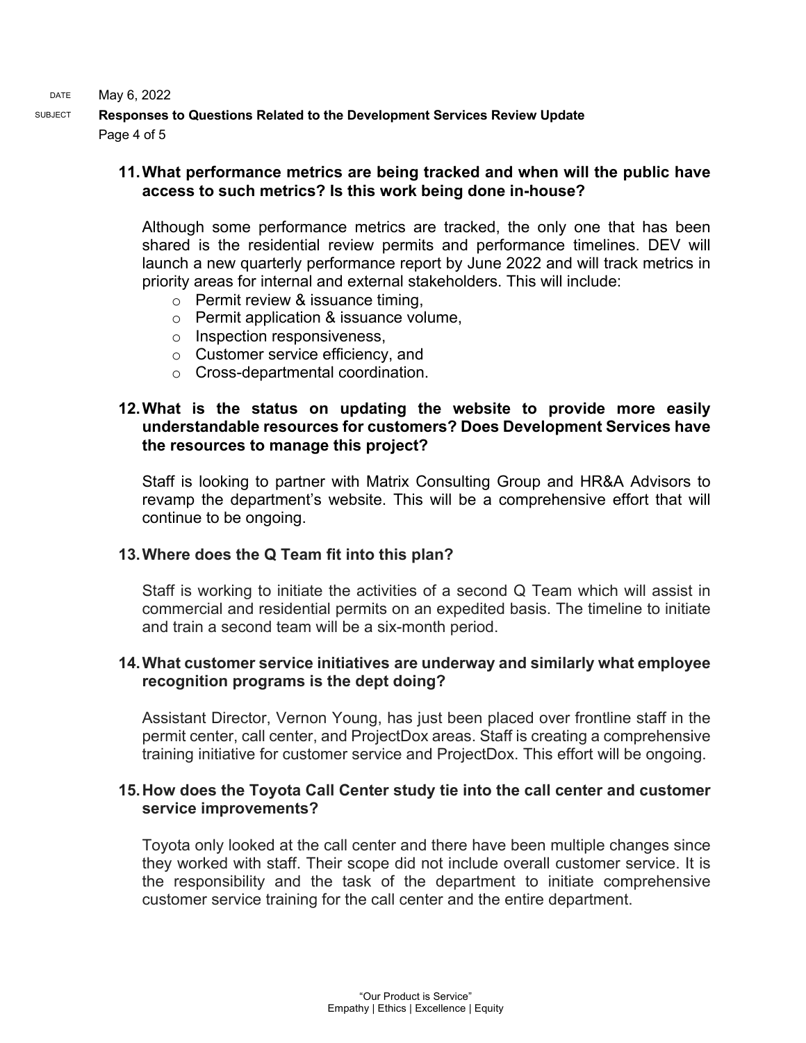**11. What performance metrics are being tracked and when will the public have access to such metrics? Is this work being done in-house?**

Although some performance metrics are tracked, the only one that has been shared is the residential review permits and performance timelines. DEV will launch a new quarterly performance report by June 2022 and will track metrics in priority areas for internal and external stakeholders. This will include:

- Permit review & issuance timing,
- Permit application & issuance volume,
- Inspection responsiveness,
- Customer service efficiency, and
- Cross-departmental coordination.

**12. What is the status on updating the website to provide more easily understandable resources for customers? Does Development Services have the resources to manage this project?**

Staff is looking to partner with Matrix Consulting Group and HR&A Advisors to revamp the department's website. This will be a comprehensive effort that will continue to be ongoing.

**13. Where does the Q Team fit into this plan?**

Staff is working to initiate the activities of a second Q Team which will assist in commercial and residential permits on an expedited basis. The timeline to initiate and train a second team will be a six-month period.

**14. What customer service initiatives are underway and similarly what employee recognition programs is the dept doing?**

Assistant Director, Vernon Young, has just been placed over frontline staff in the permit center, call center, and ProjectDox areas. Staff is creating a comprehensive training initiative for customer service and ProjectDox. This effort will be ongoing.

**15. How does the Toyota Call Center study tie into the call center and customer service improvements?**

Toyota only looked at the call center and there have been multiple changes since they worked with staff. Their scope did not include overall customer service. It is the responsibility and the task of the department to initiate comprehensive customer service training for the call center and the entire department.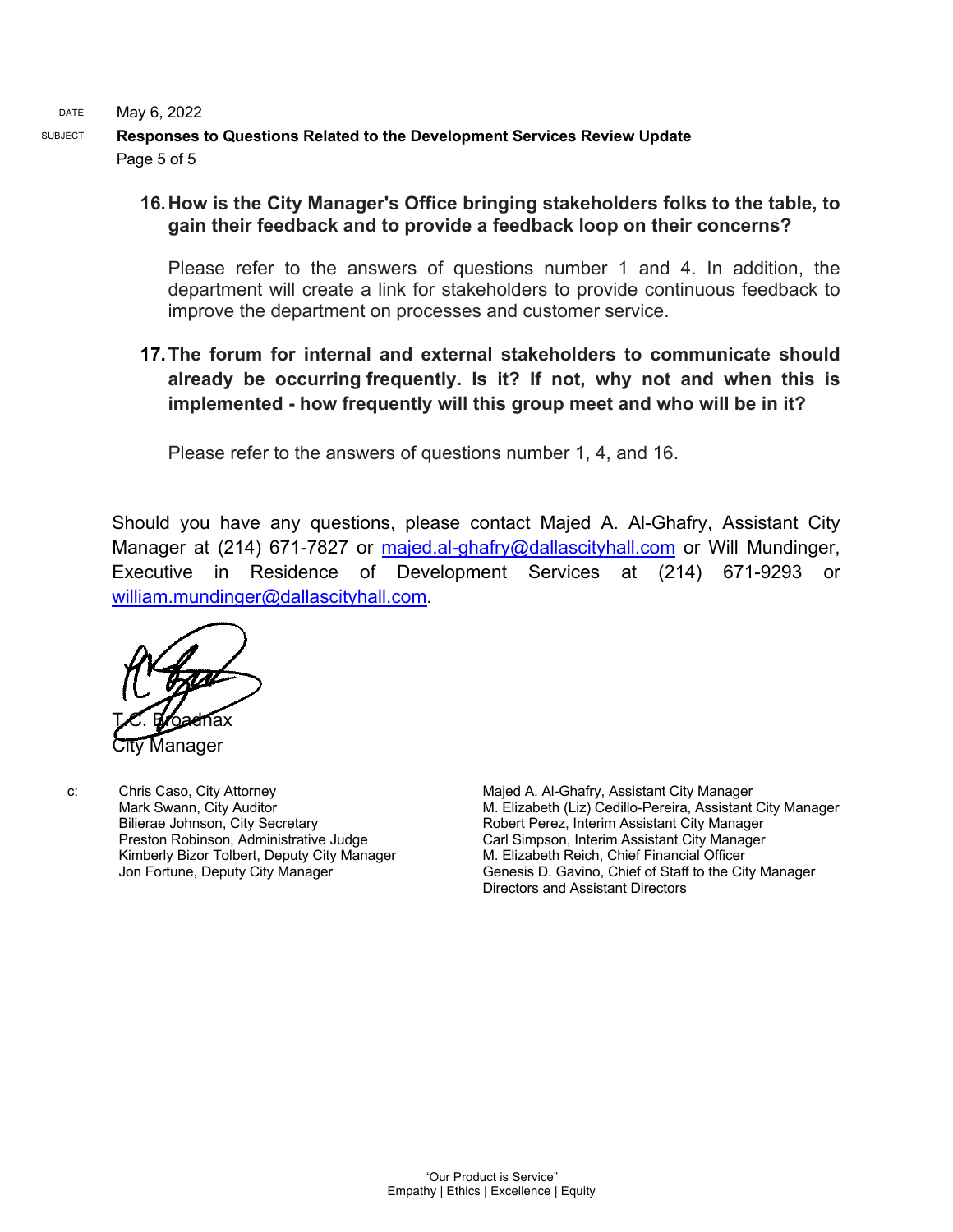DATE May 6, 2022

SUBJECT **Responses to Questions Related to the Development Services Review Update**

16. **How is the City Manager's Office bringing stakeholders folks to the table, to gain their feedback and to provide a feedback loop on their concerns?**

    Please refer to the answers of questions number 1 and 4. In addition, the department will create a link for stakeholders to provide continuous feedback to improve the department on processes and customer service.

17. **The forum for internal and external stakeholders to communicate should already be occurring frequently. Is it? If not, why not and when this is implemented - how frequently will this group meet and who will be in it?**

    Please refer to the answers of questions number 1, 4, and 16.

Should you have any questions, please contact Majed A. Al-Ghafry, Assistant City Manager at (214) 671-7827 or majed.al-ghafry@dallascityhall.com or Will Mundinger, Executive in Residence of Development Services at (214) 671-9293 or william.mundinger@dallascityhall.com.

T.C. Broadnax
City Manager

c:
Chris Caso, City Attorney
Mark Swann, City Auditor
Bilierae Johnson, City Secretary
Preston Robinson, Administrative Judge
Kimberly Bizor Tolbert, Deputy City Manager
Jon Fortune, Deputy City Manager
Majed A. Al-Ghafry, Assistant City Manager
M. Elizabeth (Liz) Cedillo-Pereira, Assistant City Manager
Robert Perez, Interim Assistant City Manager
Carl Simpson, Interim Assistant City Manager
M. Elizabeth Reich, Chief Financial Officer
Genesis D. Gavino, Chief of Staff to the City Manager
Directors and Assistant Directors

"Our Product is Service"
Empathy | Ethics | Excellence | Equity